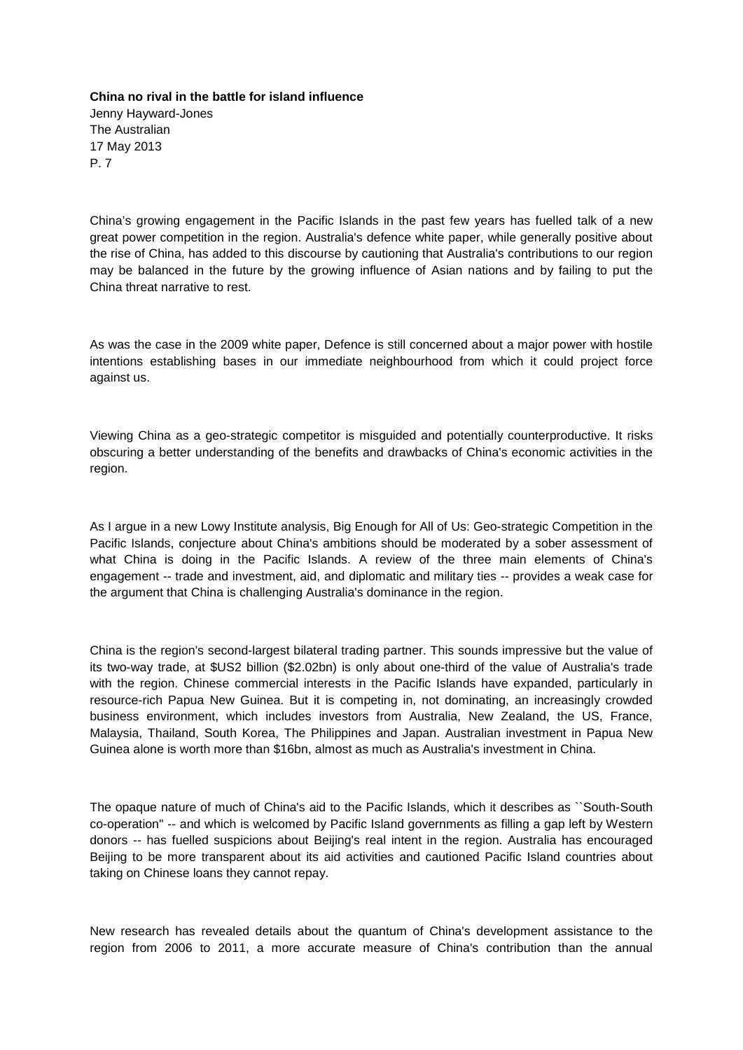**China no rival in the battle for island influence**

Jenny Hayward-Jones
The Australian
17 May 2013
P. 7

China's growing engagement in the Pacific Islands in the past few years has fuelled talk of a new great power competition in the region. Australia's defence white paper, while generally positive about the rise of China, has added to this discourse by cautioning that Australia's contributions to our region may be balanced in the future by the growing influence of Asian nations and by failing to put the China threat narrative to rest.

As was the case in the 2009 white paper, Defence is still concerned about a major power with hostile intentions establishing bases in our immediate neighbourhood from which it could project force against us.

Viewing China as a geo-strategic competitor is misguided and potentially counterproductive. It risks obscuring a better understanding of the benefits and drawbacks of China's economic activities in the region.

As I argue in a new Lowy Institute analysis, Big Enough for All of Us: Geo-strategic Competition in the Pacific Islands, conjecture about China's ambitions should be moderated by a sober assessment of what China is doing in the Pacific Islands. A review of the three main elements of China's engagement -- trade and investment, aid, and diplomatic and military ties -- provides a weak case for the argument that China is challenging Australia's dominance in the region.

China is the region's second-largest bilateral trading partner. This sounds impressive but the value of its two-way trade, at $US2 billion ($2.02bn) is only about one-third of the value of Australia's trade with the region. Chinese commercial interests in the Pacific Islands have expanded, particularly in resource-rich Papua New Guinea. But it is competing in, not dominating, an increasingly crowded business environment, which includes investors from Australia, New Zealand, the US, France, Malaysia, Thailand, South Korea, The Philippines and Japan. Australian investment in Papua New Guinea alone is worth more than $16bn, almost as much as Australia's investment in China.

The opaque nature of much of China's aid to the Pacific Islands, which it describes as ``South-South co-operation'' -- and which is welcomed by Pacific Island governments as filling a gap left by Western donors -- has fuelled suspicions about Beijing's real intent in the region. Australia has encouraged Beijing to be more transparent about its aid activities and cautioned Pacific Island countries about taking on Chinese loans they cannot repay.

New research has revealed details about the quantum of China's development assistance to the region from 2006 to 2011, a more accurate measure of China's contribution than the annual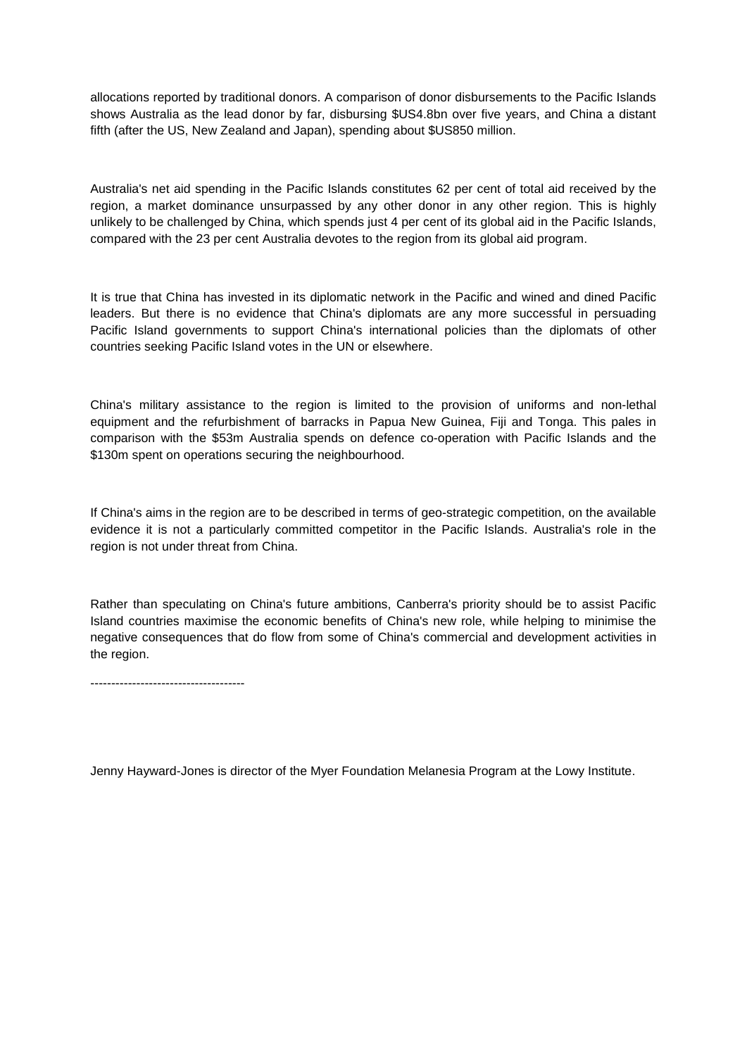allocations reported by traditional donors. A comparison of donor disbursements to the Pacific Islands shows Australia as the lead donor by far, disbursing $US4.8bn over five years, and China a distant fifth (after the US, New Zealand and Japan), spending about $US850 million.

Australia's net aid spending in the Pacific Islands constitutes 62 per cent of total aid received by the region, a market dominance unsurpassed by any other donor in any other region. This is highly unlikely to be challenged by China, which spends just 4 per cent of its global aid in the Pacific Islands, compared with the 23 per cent Australia devotes to the region from its global aid program.

It is true that China has invested in its diplomatic network in the Pacific and wined and dined Pacific leaders. But there is no evidence that China's diplomats are any more successful in persuading Pacific Island governments to support China's international policies than the diplomats of other countries seeking Pacific Island votes in the UN or elsewhere.

China's military assistance to the region is limited to the provision of uniforms and non-lethal equipment and the refurbishment of barracks in Papua New Guinea, Fiji and Tonga. This pales in comparison with the $53m Australia spends on defence co-operation with Pacific Islands and the $130m spent on operations securing the neighbourhood.

If China's aims in the region are to be described in terms of geo-strategic competition, on the available evidence it is not a particularly committed competitor in the Pacific Islands. Australia's role in the region is not under threat from China.

Rather than speculating on China's future ambitions, Canberra's priority should be to assist Pacific Island countries maximise the economic benefits of China's new role, while helping to minimise the negative consequences that do flow from some of China's commercial and development activities in the region.

-------------------------------------

Jenny Hayward-Jones is director of the Myer Foundation Melanesia Program at the Lowy Institute.